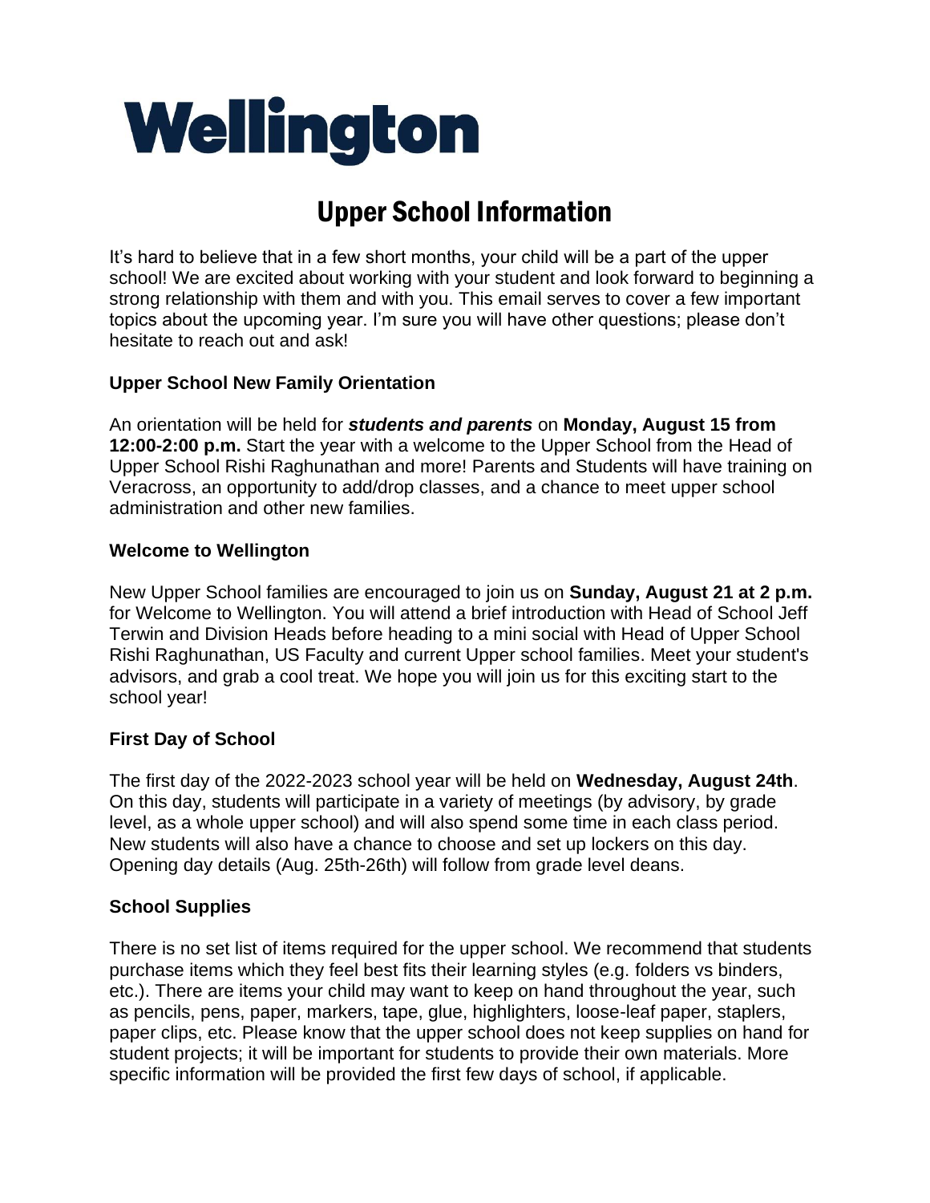# Wellington

## Upper School Information

It's hard to believe that in a few short months, your child will be a part of the upper school! We are excited about working with your student and look forward to beginning a strong relationship with them and with you. This email serves to cover a few important topics about the upcoming year. I'm sure you will have other questions; please don't hesitate to reach out and ask!

### Upper School New Family Orientation

An orientation will be held for ***students and parents*** on **Monday, August 15 from 12:00-2:00 p.m.** Start the year with a welcome to the Upper School from the Head of Upper School Rishi Raghunathan and more! Parents and Students will have training on Veracross, an opportunity to add/drop classes, and a chance to meet upper school administration and other new families.

### Welcome to Wellington

New Upper School families are encouraged to join us on **Sunday, August 21 at 2 p.m.** for Welcome to Wellington. You will attend a brief introduction with Head of School Jeff Terwin and Division Heads before heading to a mini social with Head of Upper School Rishi Raghunathan, US Faculty and current Upper school families. Meet your student's advisors, and grab a cool treat. We hope you will join us for this exciting start to the school year!

### First Day of School

The first day of the 2022-2023 school year will be held on **Wednesday, August 24th**. On this day, students will participate in a variety of meetings (by advisory, by grade level, as a whole upper school) and will also spend some time in each class period. New students will also have a chance to choose and set up lockers on this day. Opening day details (Aug. 25th-26th) will follow from grade level deans.

### School Supplies

There is no set list of items required for the upper school. We recommend that students purchase items which they feel best fits their learning styles (e.g. folders vs binders, etc.). There are items your child may want to keep on hand throughout the year, such as pencils, pens, paper, markers, tape, glue, highlighters, loose-leaf paper, staplers, paper clips, etc. Please know that the upper school does not keep supplies on hand for student projects; it will be important for students to provide their own materials. More specific information will be provided the first few days of school, if applicable.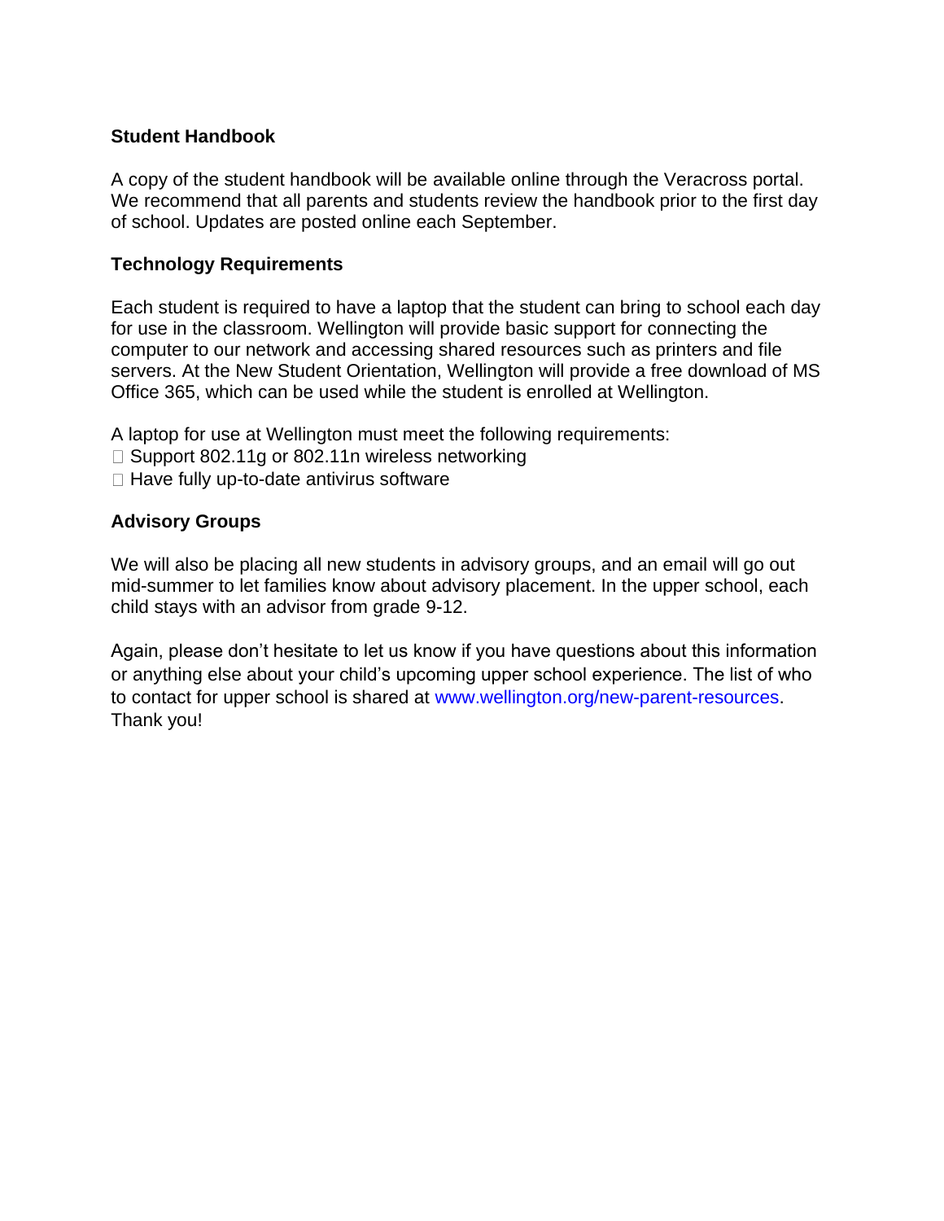**Student Handbook**

A copy of the student handbook will be available online through the Veracross portal. We recommend that all parents and students review the handbook prior to the first day of school. Updates are posted online each September.

**Technology Requirements**

Each student is required to have a laptop that the student can bring to school each day for use in the classroom. Wellington will provide basic support for connecting the computer to our network and accessing shared resources such as printers and file servers. At the New Student Orientation, Wellington will provide a free download of MS Office 365, which can be used while the student is enrolled at Wellington.

A laptop for use at Wellington must meet the following requirements:

- Support 802.11g or 802.11n wireless networking
- Have fully up-to-date antivirus software

**Advisory Groups**

We will also be placing all new students in advisory groups, and an email will go out mid-summer to let families know about advisory placement. In the upper school, each child stays with an advisor from grade 9-12.

Again, please don't hesitate to let us know if you have questions about this information or anything else about your child's upcoming upper school experience. The list of who to contact for upper school is shared at www.wellington.org/new-parent-resources. Thank you!